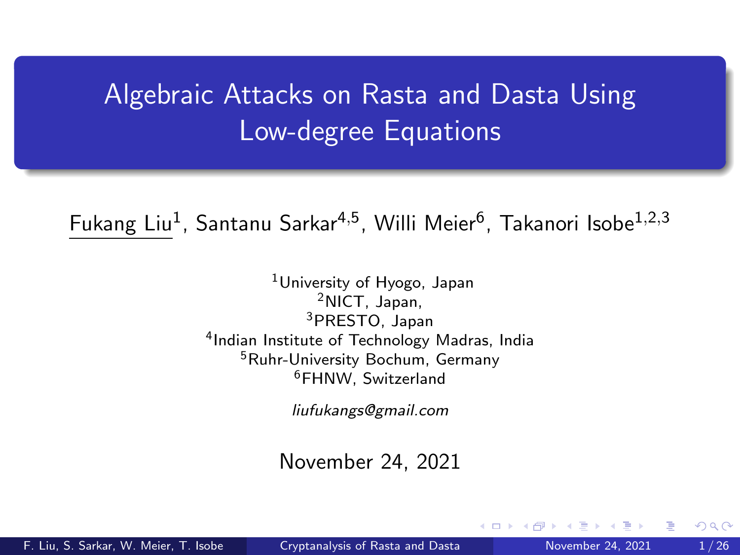# Algebraic Attacks on Rasta and Dasta Using Low-degree Equations

Fukang Liu[1], Santanu Sarkar[4,5], Willi Meier[6], Takanori Isobe[1,2,3]

[1]University of Hyogo, Japan
[2]NICT, Japan,
[3]PRESTO, Japan
[4]Indian Institute of Technology Madras, India
[5]Ruhr-University Bochum, Germany
[6]FHNW, Switzerland

*liufukangs@gmail.com*

November 24, 2021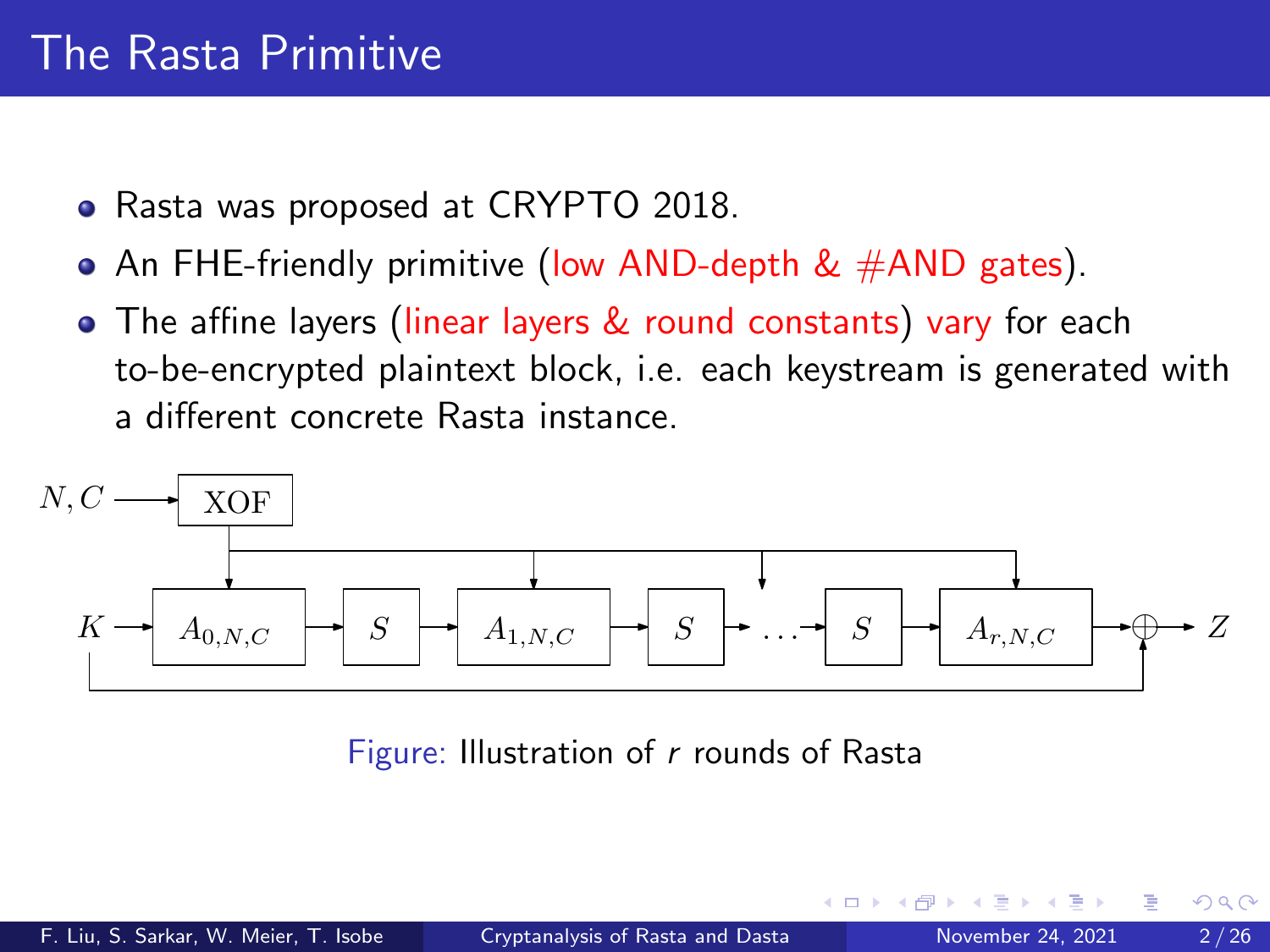# The Rasta Primitive

- Rasta was proposed at CRYPTO 2018.
- An FHE-friendly primitive (low AND-depth & #AND gates).
- The affine layers (linear layers & round constants) vary for each to-be-encrypted plaintext block, i.e. each keystream is generated with a different concrete Rasta instance.

$N, C$

XOF

$K$

$A_{0,N,C}$

$S$

$A_{1,N,C}$

$S$

$\dots$

$S$

$A_{r,N,C}$

$\oplus$

$Z$

Figure: Illustration of $r$ rounds of Rasta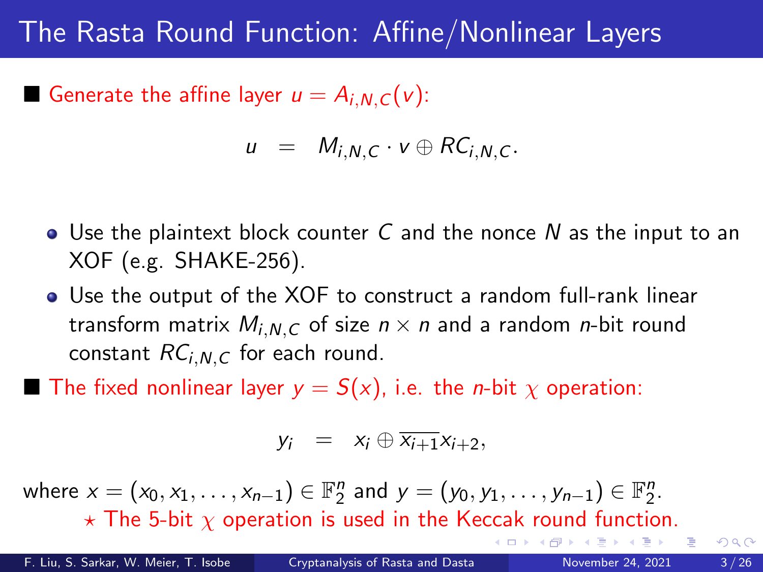# The Rasta Round Function: Affine/Nonlinear Layers

- Generate the affine layer $u = A_{i,N,C}(v)$:

$$u = M_{i,N,C} \cdot v \oplus RC_{i,N,C}.$$

  - Use the plaintext block counter $C$ and the nonce $N$ as the input to an XOF (e.g. SHAKE-256).
  - Use the output of the XOF to construct a random full-rank linear transform matrix $M_{i,N,C}$ of size $n \times n$ and a random $n$-bit round constant $RC_{i,N,C}$ for each round.

- The fixed nonlinear layer $y = S(x)$, i.e. the $n$-bit $\chi$ operation:

$$y_i = x_i \oplus \overline{x_{i+1}} x_{i+2},$$

where $x = (x_0, x_1, \ldots, x_{n-1}) \in \mathbb{F}_2^n$ and $y = (y_0, y_1, \ldots, y_{n-1}) \in \mathbb{F}_2^n$.

$\star$ The 5-bit $\chi$ operation is used in the Keccak round function.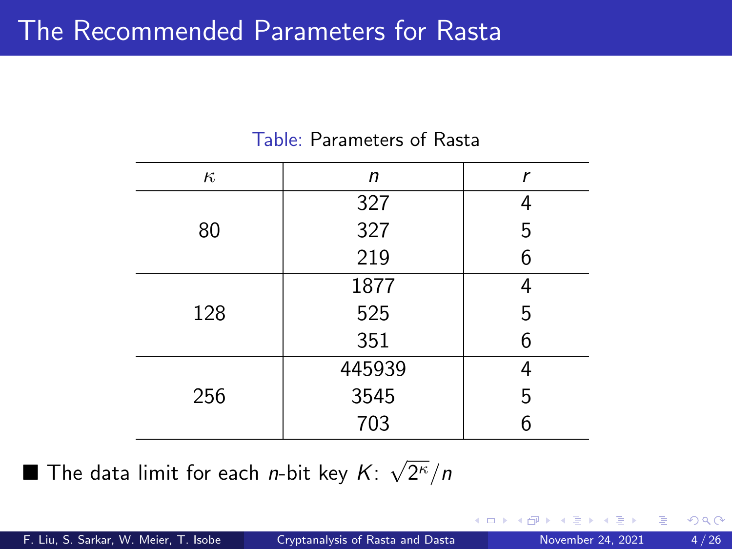# The Recommended Parameters for Rasta

Table: Parameters of Rasta

| $\kappa$ | $n$ | $r$ |
|---|---|---|
| 80 | 327 | 4 |
| | 327 | 5 |
| | 219 | 6 |
| 128 | 1877 | 4 |
| | 525 | 5 |
| | 351 | 6 |
| 256 | 445939 | 4 |
| | 3545 | 5 |
| | 703 | 6 |

- The data limit for each $n$-bit key $K$: $\sqrt{2^\kappa}/n$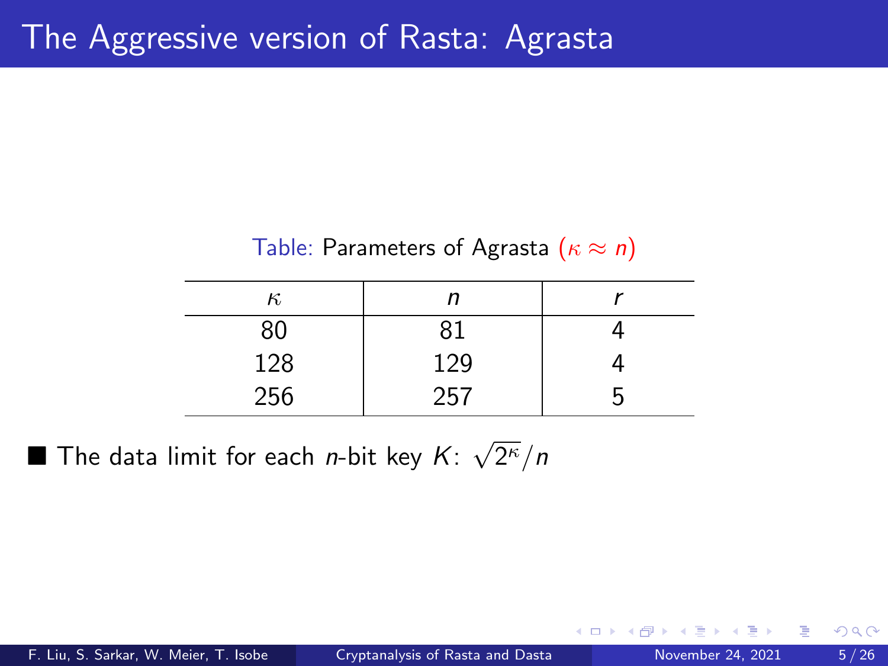# The Aggressive version of Rasta: Agrasta

Table: Parameters of Agrasta ($\kappa \approx n$)

| $\kappa$ | $n$ | $r$ |
|---|---|---|
| 80 | 81 | 4 |
| 128 | 129 | 4 |
| 256 | 257 | 5 |

- The data limit for each $n$-bit key $K$: $\sqrt{2^{\kappa}}/n$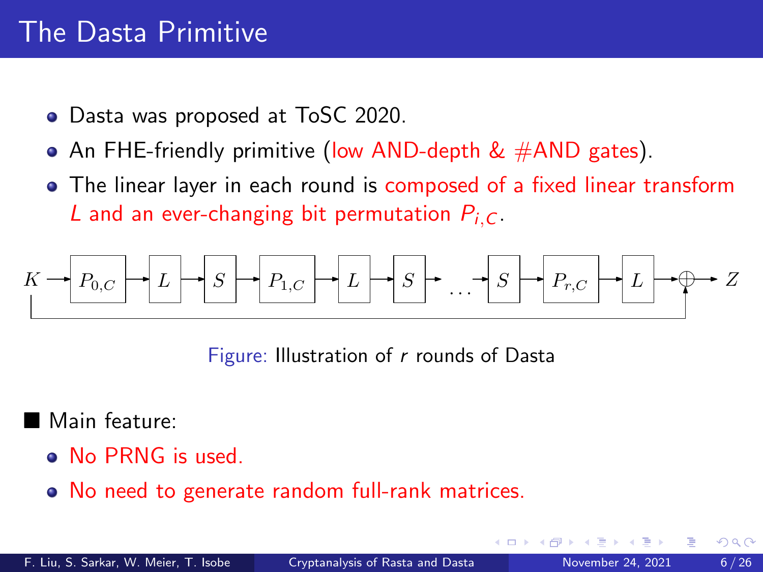# The Dasta Primitive

- Dasta was proposed at ToSC 2020.
- An FHE-friendly primitive (low AND-depth & #AND gates).
- The linear layer in each round is composed of a fixed linear transform $L$ and an ever-changing bit permutation $P_{i,C}$.

$K$ → $P_{0,C}$ → $L$ → $S$ → $P_{1,C}$ → $L$ → $S$ → ... → $S$ → $P_{r,C}$ → $L$ → $\oplus$ → $Z$

Figure: Illustration of $r$ rounds of Dasta

- Main feature:
  - No PRNG is used.
  - No need to generate random full-rank matrices.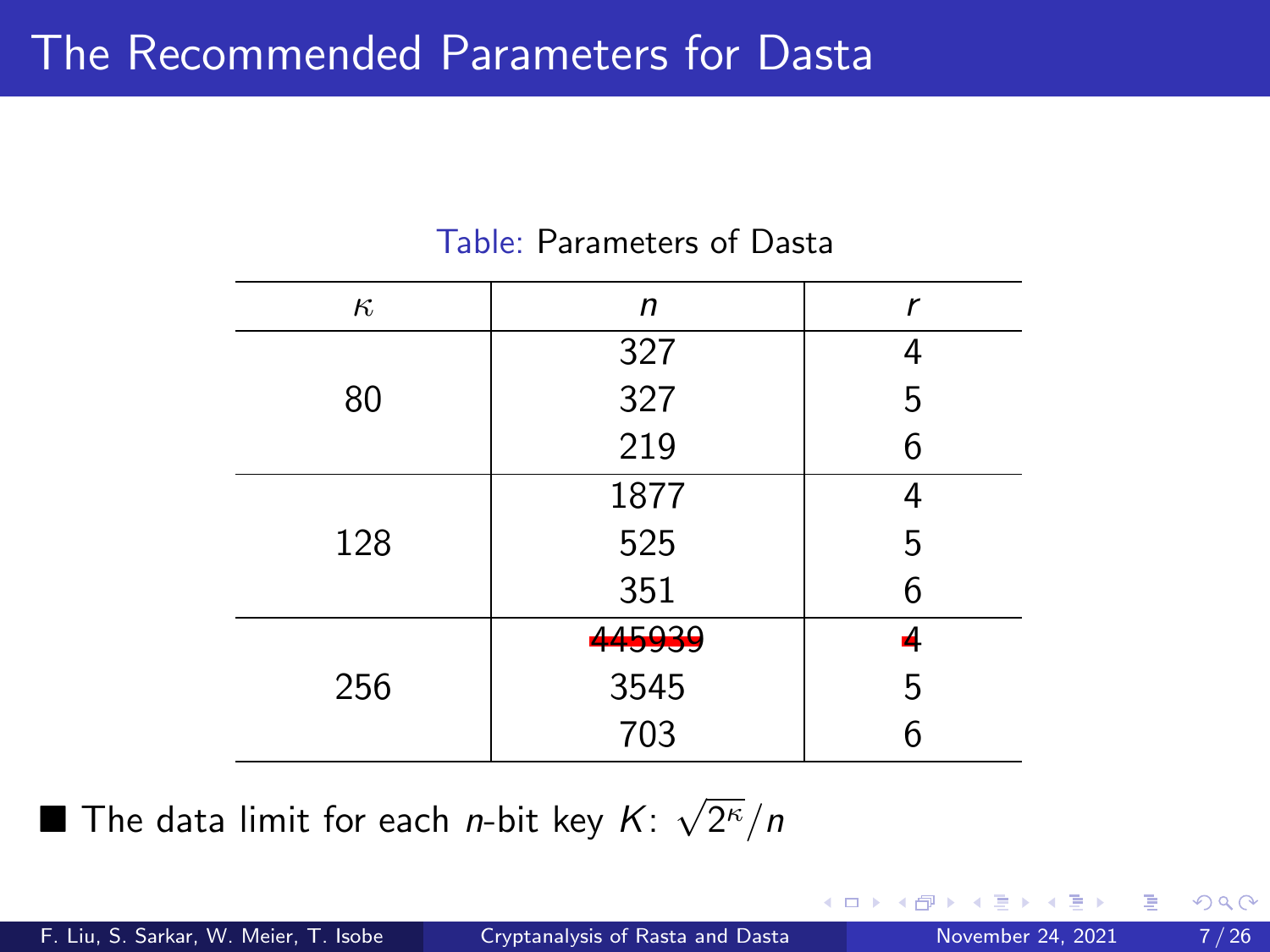# The Recommended Parameters for Dasta

Table: Parameters of Dasta

| $\kappa$ | $n$ | $r$ |
|---|---|---|
| 80 | 327 | 4 |
| | 327 | 5 |
| | 219 | 6 |
| 128 | 1877 | 4 |
| | 525 | 5 |
| | 351 | 6 |
| 256 | ~~445939~~ | ~~4~~ |
| | 3545 | 5 |
| | 703 | 6 |

- The data limit for each $n$-bit key $K$: $\sqrt{2^\kappa}/n$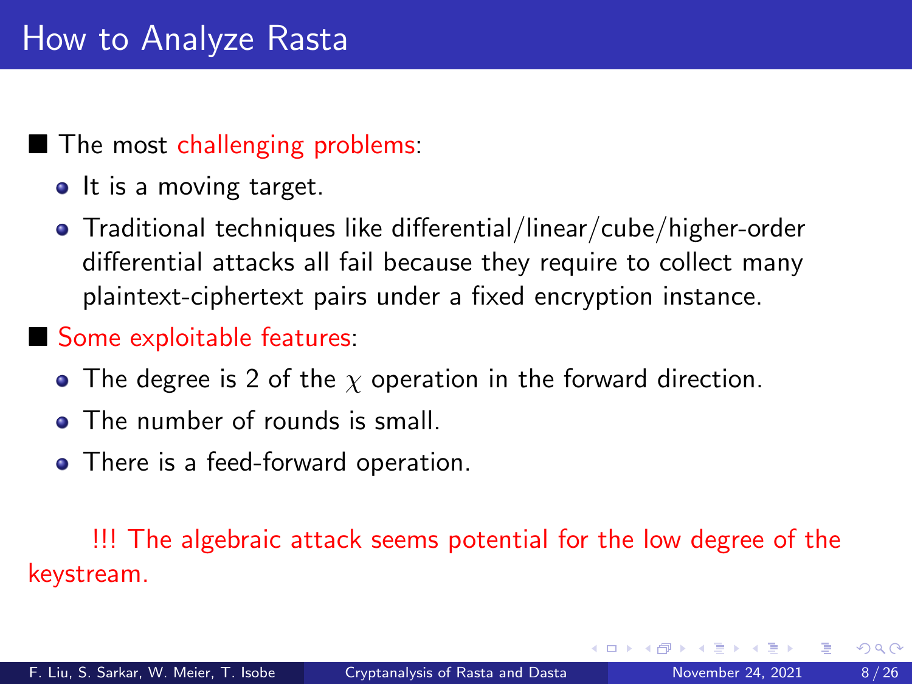# How to Analyze Rasta

- The most challenging problems:
  - It is a moving target.
  - Traditional techniques like differential/linear/cube/higher-order differential attacks all fail because they require to collect many plaintext-ciphertext pairs under a fixed encryption instance.
- Some exploitable features:
  - The degree is 2 of the $\chi$ operation in the forward direction.
  - The number of rounds is small.
  - There is a feed-forward operation.

!!! The algebraic attack seems potential for the low degree of the keystream.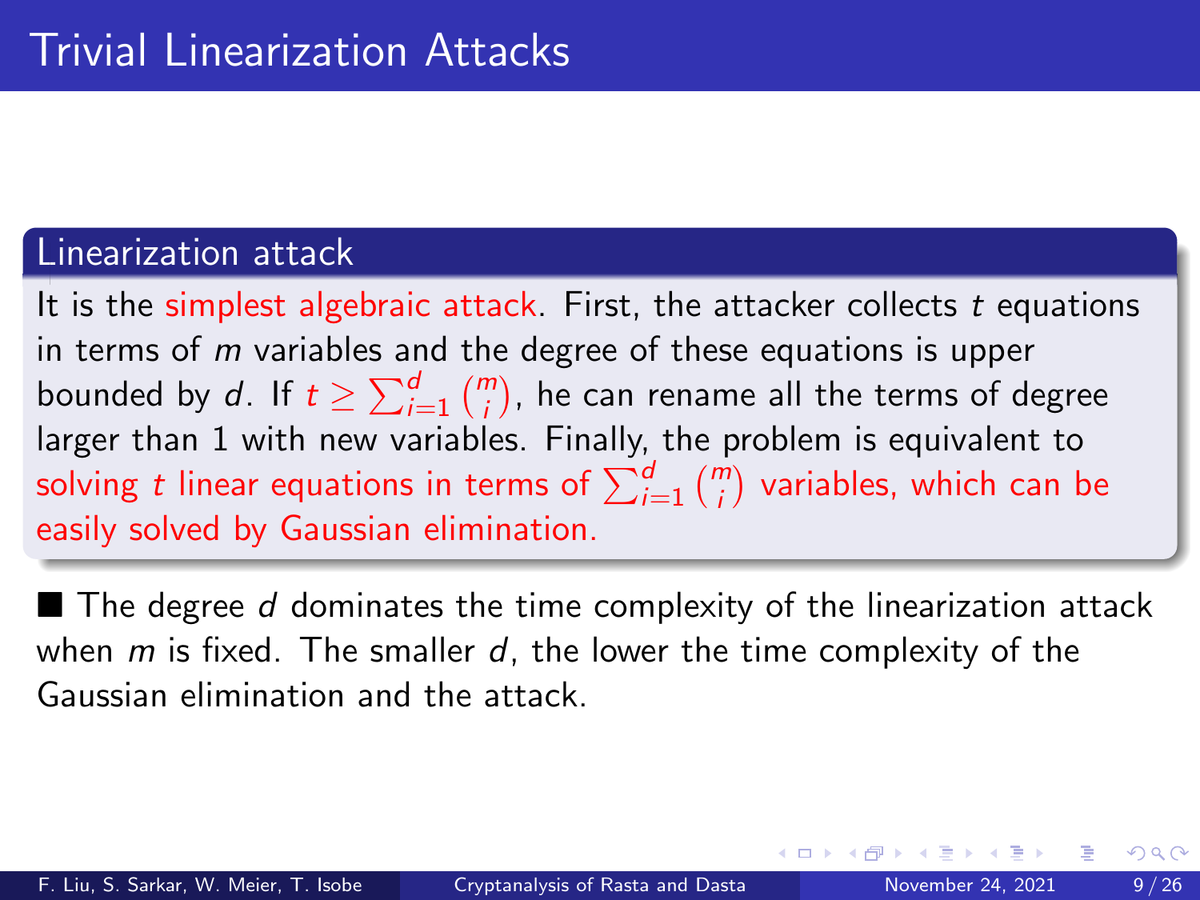# Trivial Linearization Attacks

## Linearization attack

It is the simplest algebraic attack. First, the attacker collects $t$ equations in terms of $m$ variables and the degree of these equations is upper bounded by $d$. If $t \geq \sum_{i=1}^{d} \binom{m}{i}$, he can rename all the terms of degree larger than 1 with new variables. Finally, the problem is equivalent to solving $t$ linear equations in terms of $\sum_{i=1}^{d} \binom{m}{i}$ variables, which can be easily solved by Gaussian elimination.

■ The degree $d$ dominates the time complexity of the linearization attack when $m$ is fixed. The smaller $d$, the lower the time complexity of the Gaussian elimination and the attack.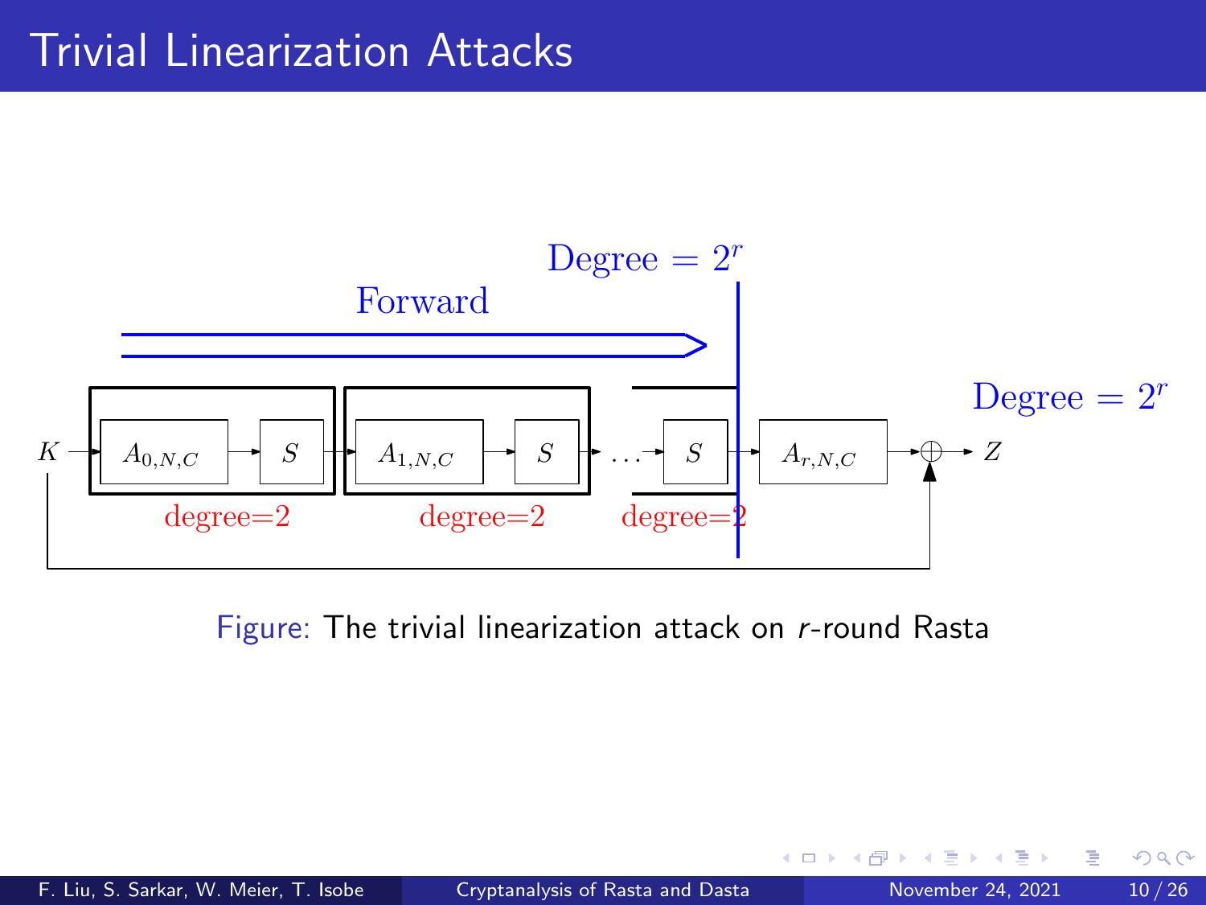# Trivial Linearization Attacks

Degree $= 2^r$

Forward

Degree $= 2^r$

$K$ $A_{0,N,C}$ $S$ $A_{1,N,C}$ $S$ … $S$ $A_{r,N,C}$ $\oplus$ $Z$

degree=2 degree=2 degree=2

Figure: The trivial linearization attack on $r$-round Rasta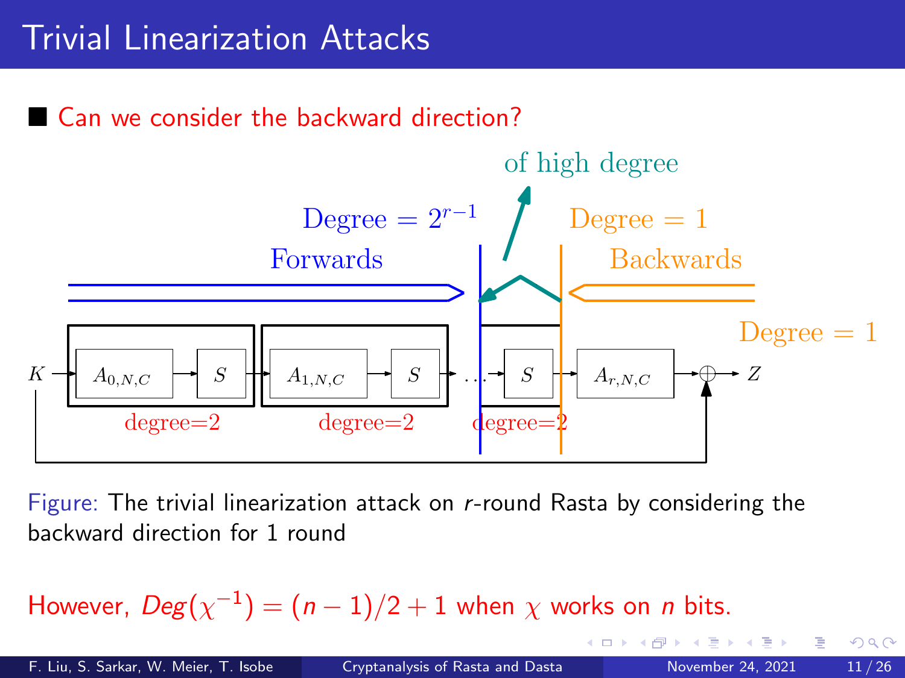# Trivial Linearization Attacks

- Can we consider the backward direction?

of high degree

Degree $= 2^{r-1}$

Forwards

Degree $= 1$

Backwards

Degree $= 1$

$K$ $A_{0,N,C}$ $S$ $A_{1,N,C}$ $S$ … $S$ $A_{r,N,C}$ $\oplus$ $Z$

degree=2

degree=2

degree=2

Figure: The trivial linearization attack on $r$-round Rasta by considering the backward direction for 1 round

However, $Deg(\chi^{-1}) = (n-1)/2 + 1$ when $\chi$ works on $n$ bits.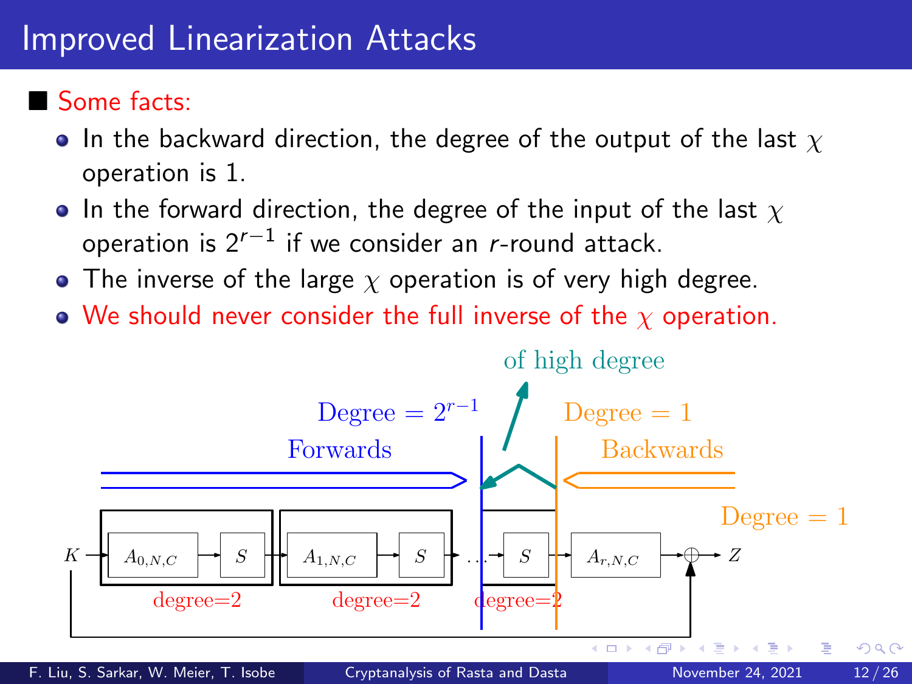# Improved Linearization Attacks

- Some facts:
  - In the backward direction, the degree of the output of the last $\chi$ operation is 1.
  - In the forward direction, the degree of the input of the last $\chi$ operation is $2^{r-1}$ if we consider an $r$-round attack.
  - The inverse of the large $\chi$ operation is of very high degree.
  - We should never consider the full inverse of the $\chi$ operation.

of high degree

Degree $= 2^{r-1}$

Forwards

Degree $= 1$

Backwards

Degree $= 1$

$K$ $A_{0,N,C}$ $S$ $A_{1,N,C}$ $S$ ... $S$ $A_{r,N,C}$ $\oplus$ $Z$

degree=2 degree=2 degree=2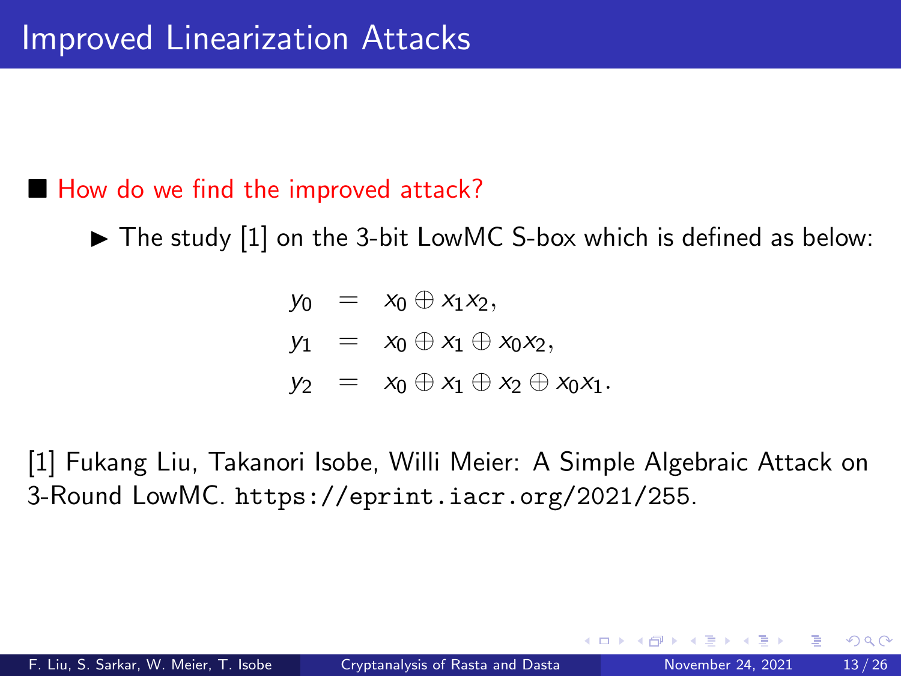# Improved Linearization Attacks

- How do we find the improved attack?
  - The study [1] on the 3-bit LowMC S-box which is defined as below:

$$
\begin{aligned}
y_0 &= x_0 \oplus x_1 x_2, \\
y_1 &= x_0 \oplus x_1 \oplus x_0 x_2, \\
y_2 &= x_0 \oplus x_1 \oplus x_2 \oplus x_0 x_1.
\end{aligned}
$$

[1] Fukang Liu, Takanori Isobe, Willi Meier: A Simple Algebraic Attack on 3-Round LowMC. `https://eprint.iacr.org/2021/255`.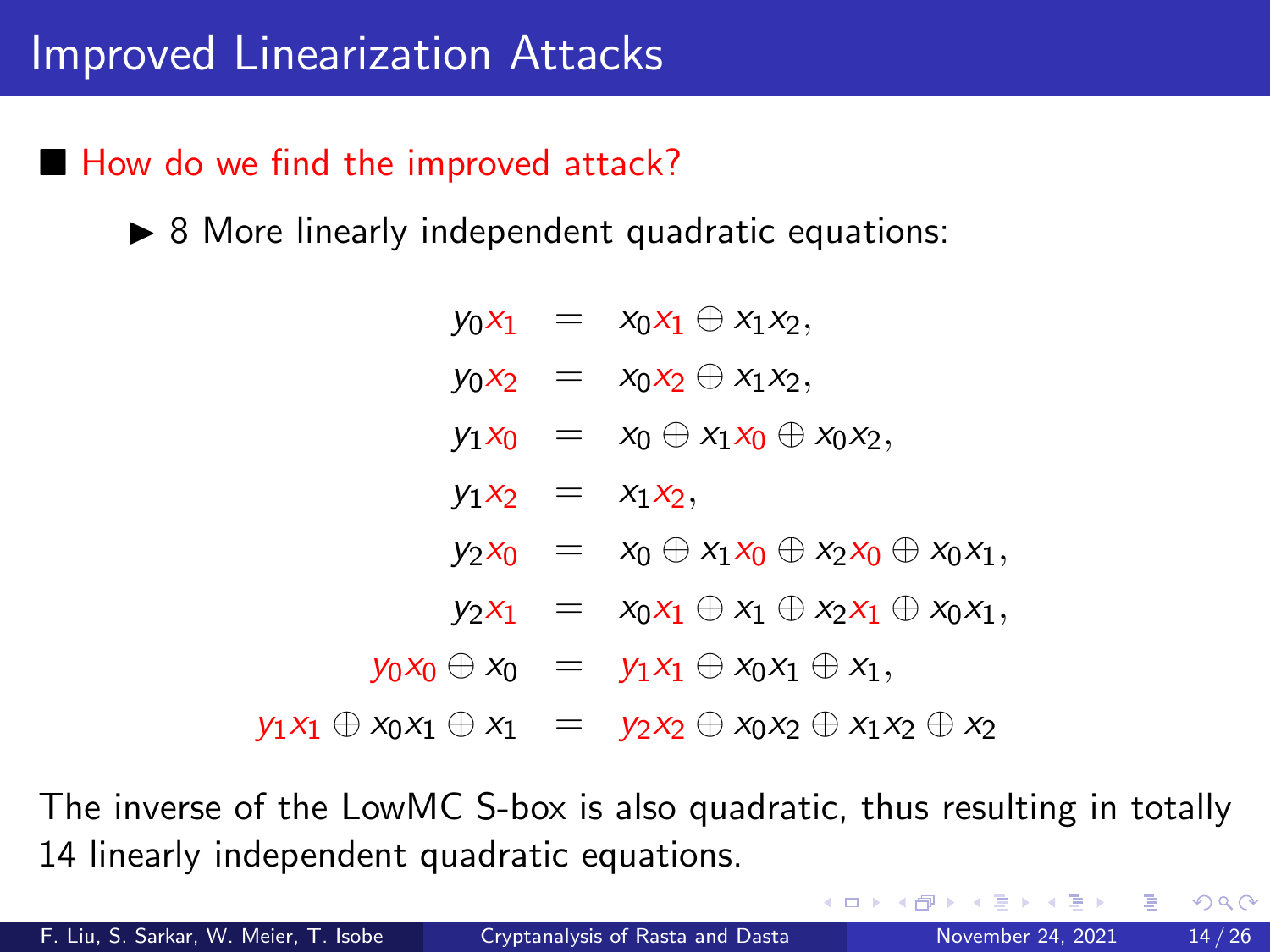# Improved Linearization Attacks

- **How do we find the improved attack?**
  - 8 More linearly independent quadratic equations:

$$
\begin{aligned}
y_0 x_1 &= x_0 x_1 \oplus x_1 x_2, \\
y_0 x_2 &= x_0 x_2 \oplus x_1 x_2, \\
y_1 x_0 &= x_0 \oplus x_1 x_0 \oplus x_0 x_2, \\
y_1 x_2 &= x_1 x_2, \\
y_2 x_0 &= x_0 \oplus x_1 x_0 \oplus x_2 x_0 \oplus x_0 x_1, \\
y_2 x_1 &= x_0 x_1 \oplus x_1 \oplus x_2 x_1 \oplus x_0 x_1, \\
y_0 x_0 \oplus x_0 &= y_1 x_1 \oplus x_0 x_1 \oplus x_1, \\
y_1 x_1 \oplus x_0 x_1 \oplus x_1 &= y_2 x_2 \oplus x_0 x_2 \oplus x_1 x_2 \oplus x_2
\end{aligned}
$$

The inverse of the LowMC S-box is also quadratic, thus resulting in totally 14 linearly independent quadratic equations.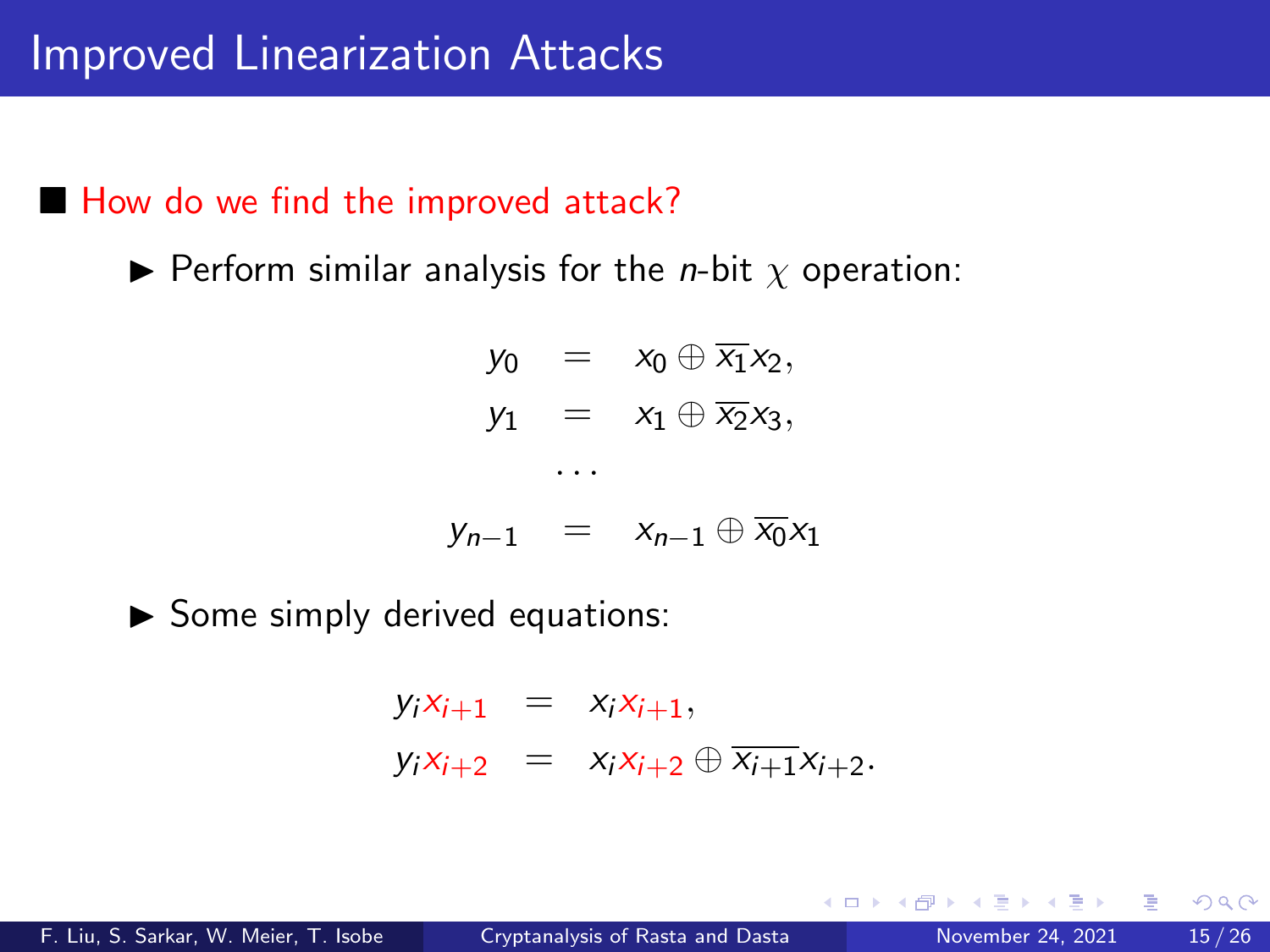# Improved Linearization Attacks

- **How do we find the improved attack?**
  - Perform similar analysis for the $n$-bit $\chi$ operation:

$$
\begin{aligned}
y_0 &= x_0 \oplus \overline{x_1} x_2, \\
y_1 &= x_1 \oplus \overline{x_2} x_3, \\
&\cdots \\
y_{n-1} &= x_{n-1} \oplus \overline{x_0} x_1
\end{aligned}
$$

  - Some simply derived equations:

$$
\begin{aligned}
y_i x_{i+1} &= x_i x_{i+1}, \\
y_i x_{i+2} &= x_i x_{i+2} \oplus \overline{x_{i+1}} x_{i+2}.
\end{aligned}
$$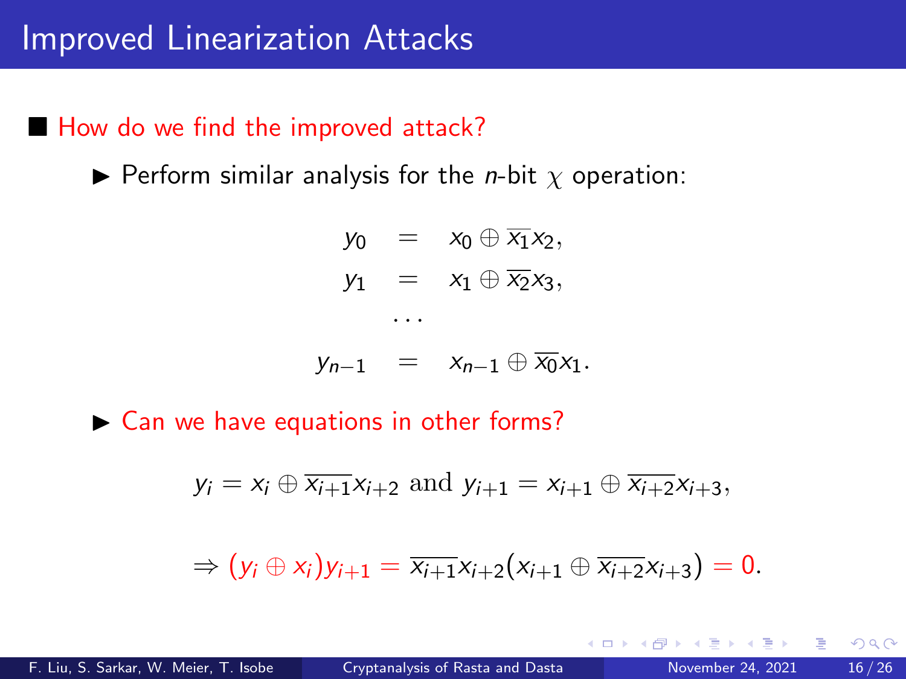# Improved Linearization Attacks

- How do we find the improved attack?
  - Perform similar analysis for the $n$-bit $\chi$ operation:

$$
\begin{aligned}
y_0 &= x_0 \oplus \overline{x_1} x_2, \\
y_1 &= x_1 \oplus \overline{x_2} x_3, \\
&\cdots \\
y_{n-1} &= x_{n-1} \oplus \overline{x_0} x_1.
\end{aligned}
$$

  - Can we have equations in other forms?

$$
y_i = x_i \oplus \overline{x_{i+1}} x_{i+2} \text{ and } y_{i+1} = x_{i+1} \oplus \overline{x_{i+2}} x_{i+3},
$$

$$
\Rightarrow (y_i \oplus x_i) y_{i+1} = \overline{x_{i+1}} x_{i+2} (x_{i+1} \oplus \overline{x_{i+2}} x_{i+3}) = 0.
$$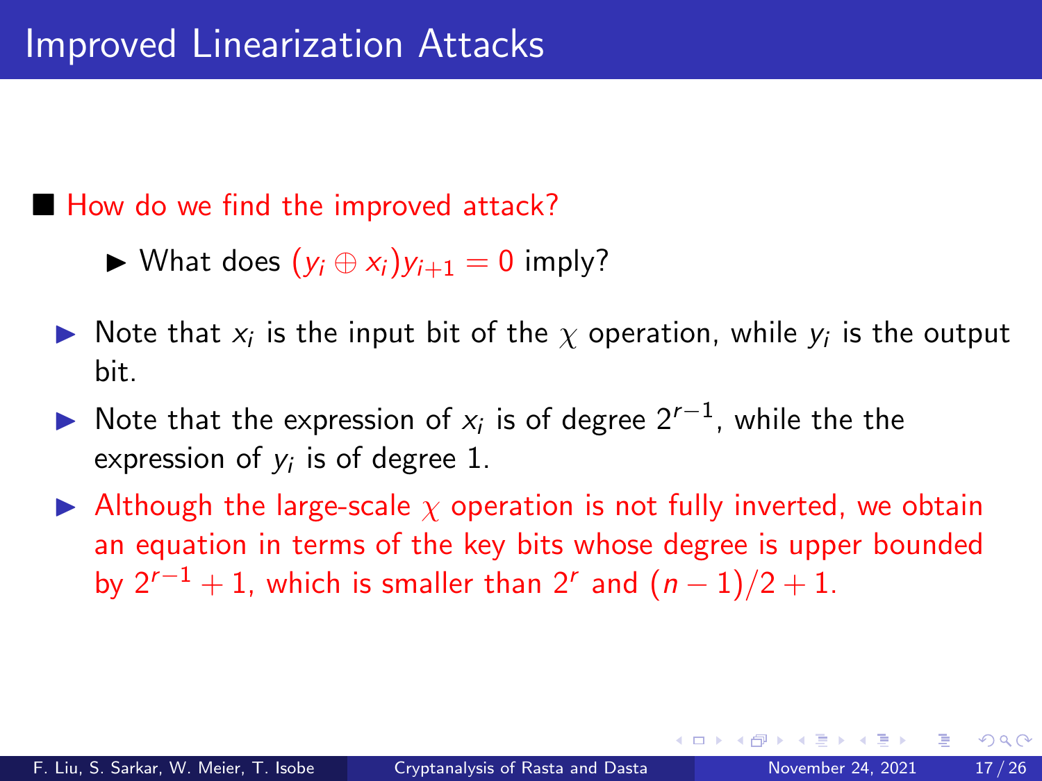# Improved Linearization Attacks

■ How do we find the improved attack?

- What does $(y_i \oplus x_i)y_{i+1} = 0$ imply?

- Note that $x_i$ is the input bit of the $\chi$ operation, while $y_i$ is the output bit.
- Note that the expression of $x_i$ is of degree $2^{r-1}$, while the the expression of $y_i$ is of degree 1.
- Although the large-scale $\chi$ operation is not fully inverted, we obtain an equation in terms of the key bits whose degree is upper bounded by $2^{r-1} + 1$, which is smaller than $2^r$ and $(n-1)/2 + 1$.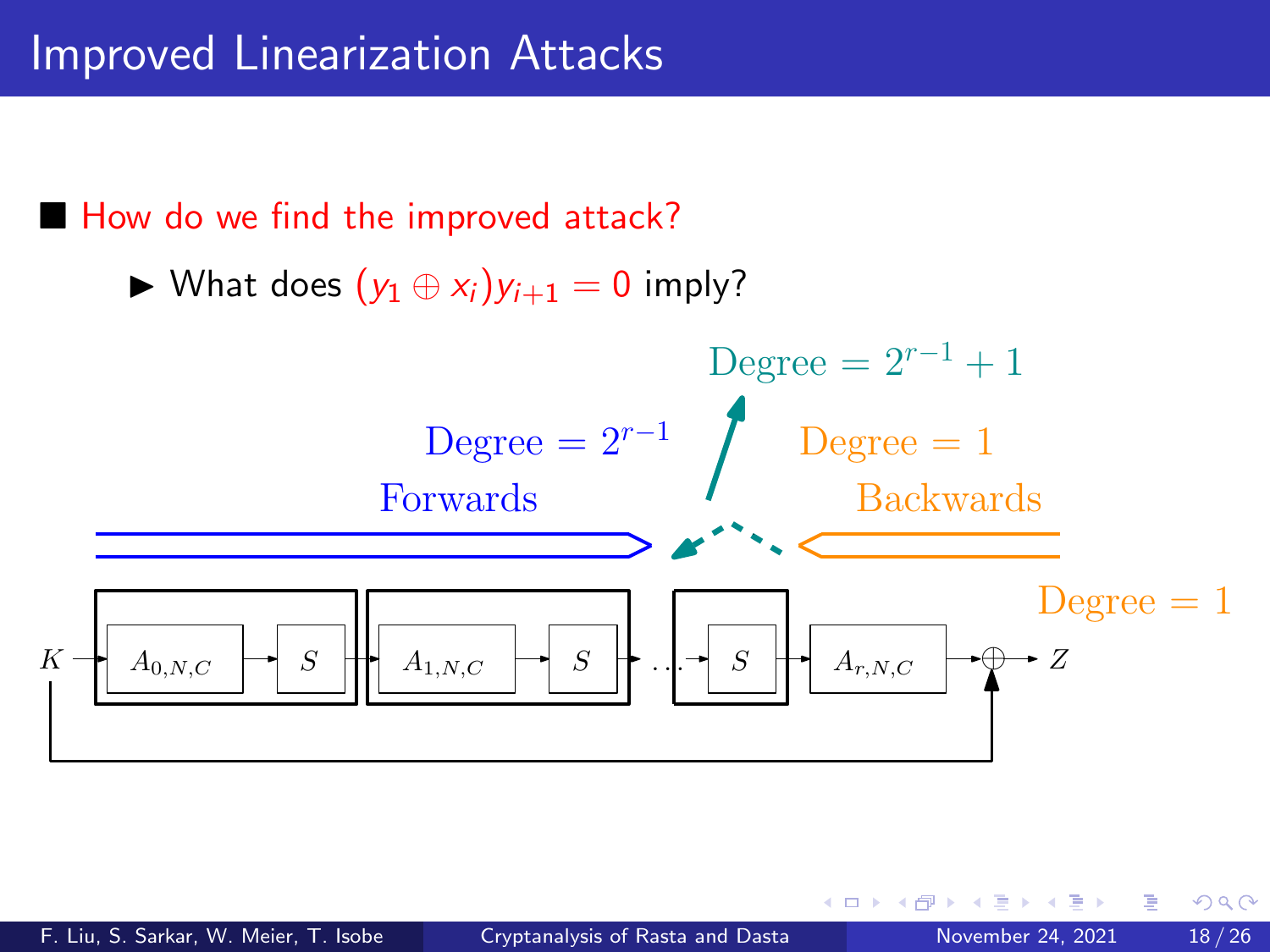# Improved Linearization Attacks

- How do we find the improved attack?
  - What does $(y_1 \oplus x_i)y_{i+1} = 0$ imply?

Degree $= 2^{r-1} + 1$

Degree $= 2^{r-1}$

Forwards

Degree $= 1$

Backwards

Degree $= 1$

$K$ $A_{0,N,C}$ $S$ $A_{1,N,C}$ $S$ ... $S$ $A_{r,N,C}$ $\oplus$ $Z$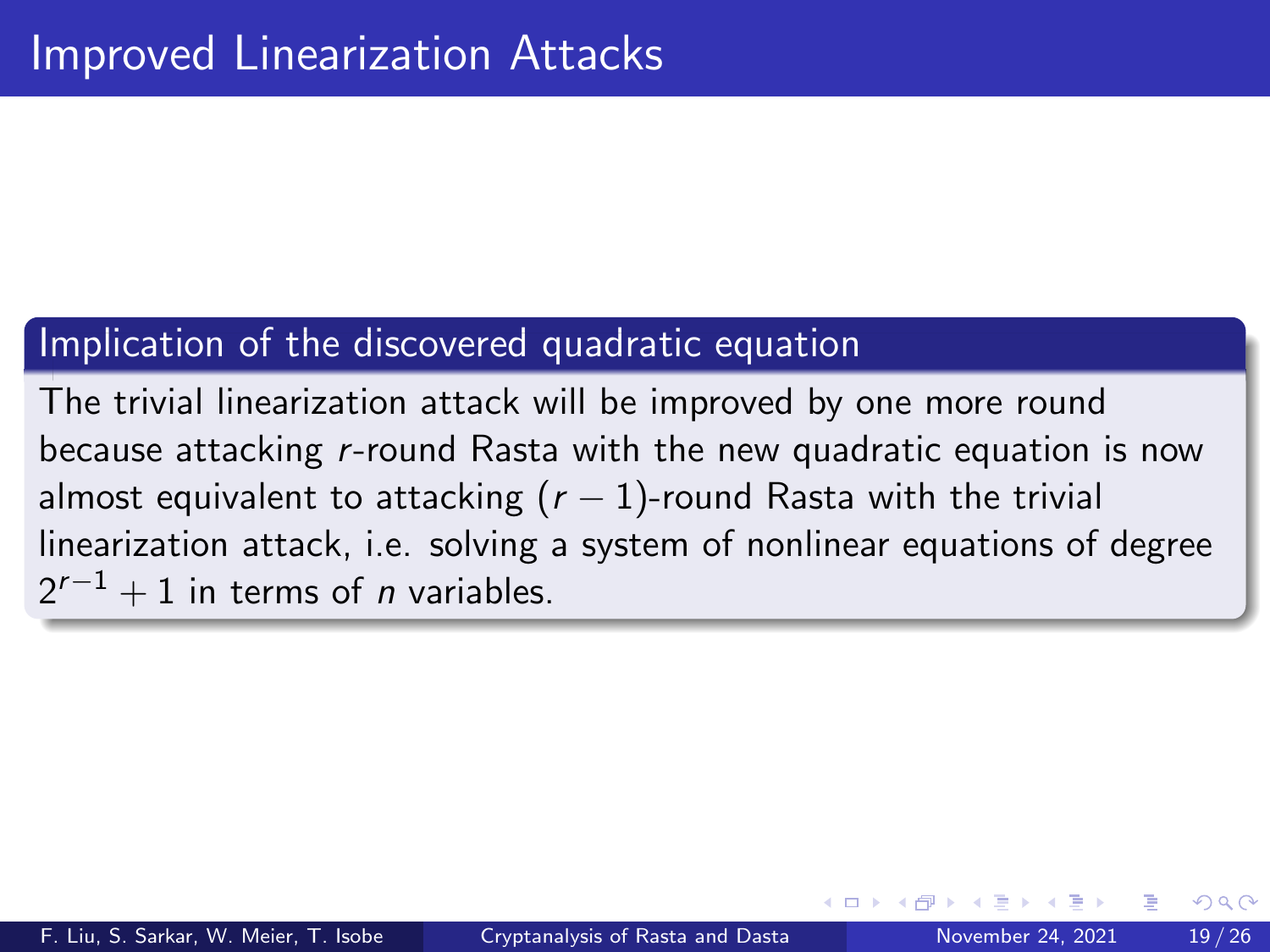# Improved Linearization Attacks

### Implication of the discovered quadratic equation

The trivial linearization attack will be improved by one more round because attacking $r$-round Rasta with the new quadratic equation is now almost equivalent to attacking $(r-1)$-round Rasta with the trivial linearization attack, i.e. solving a system of nonlinear equations of degree $2^{r-1}+1$ in terms of $n$ variables.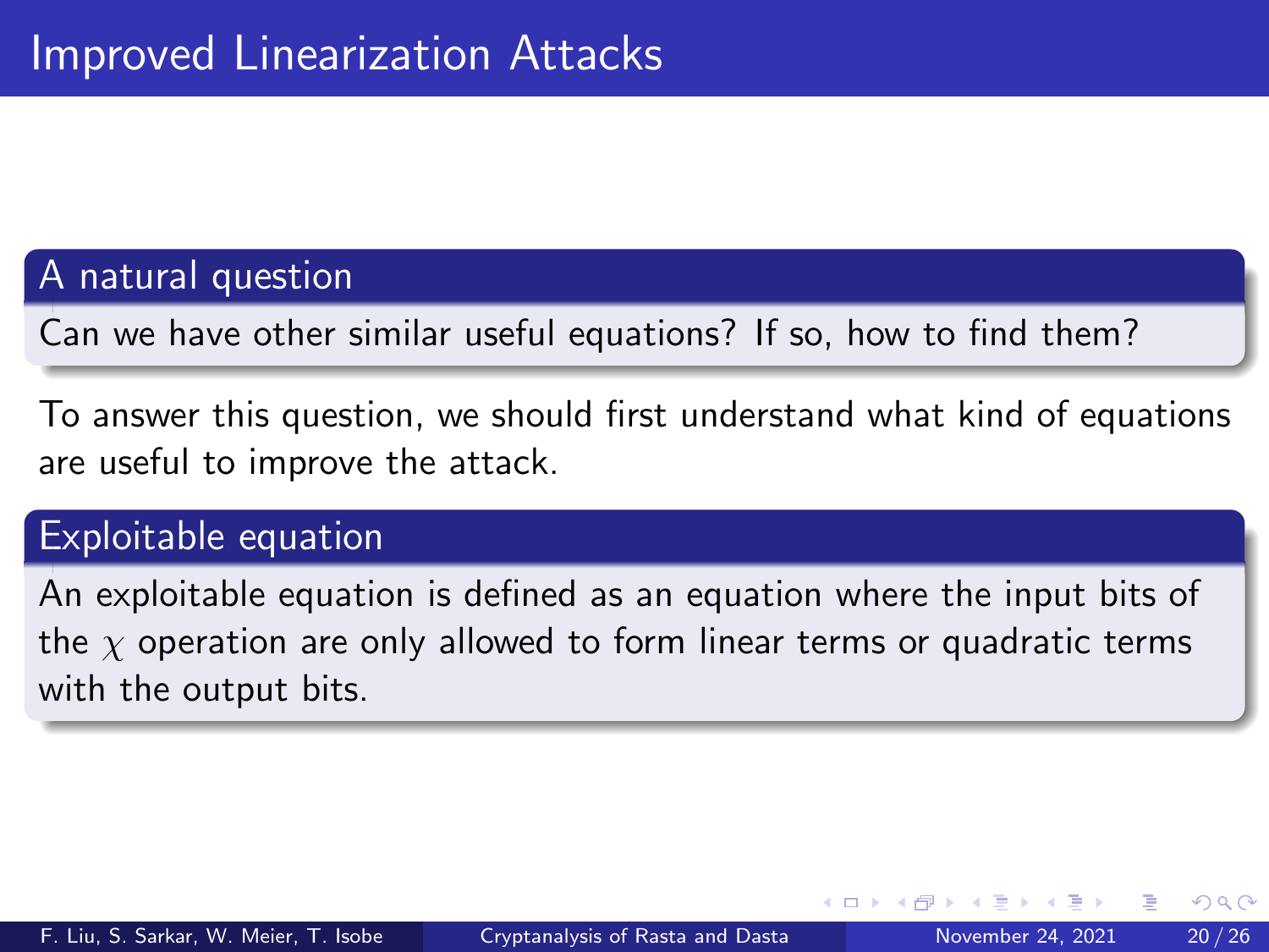# Improved Linearization Attacks

### A natural question

Can we have other similar useful equations? If so, how to find them?

To answer this question, we should first understand what kind of equations are useful to improve the attack.

### Exploitable equation

An exploitable equation is defined as an equation where the input bits of the $\chi$ operation are only allowed to form linear terms or quadratic terms with the output bits.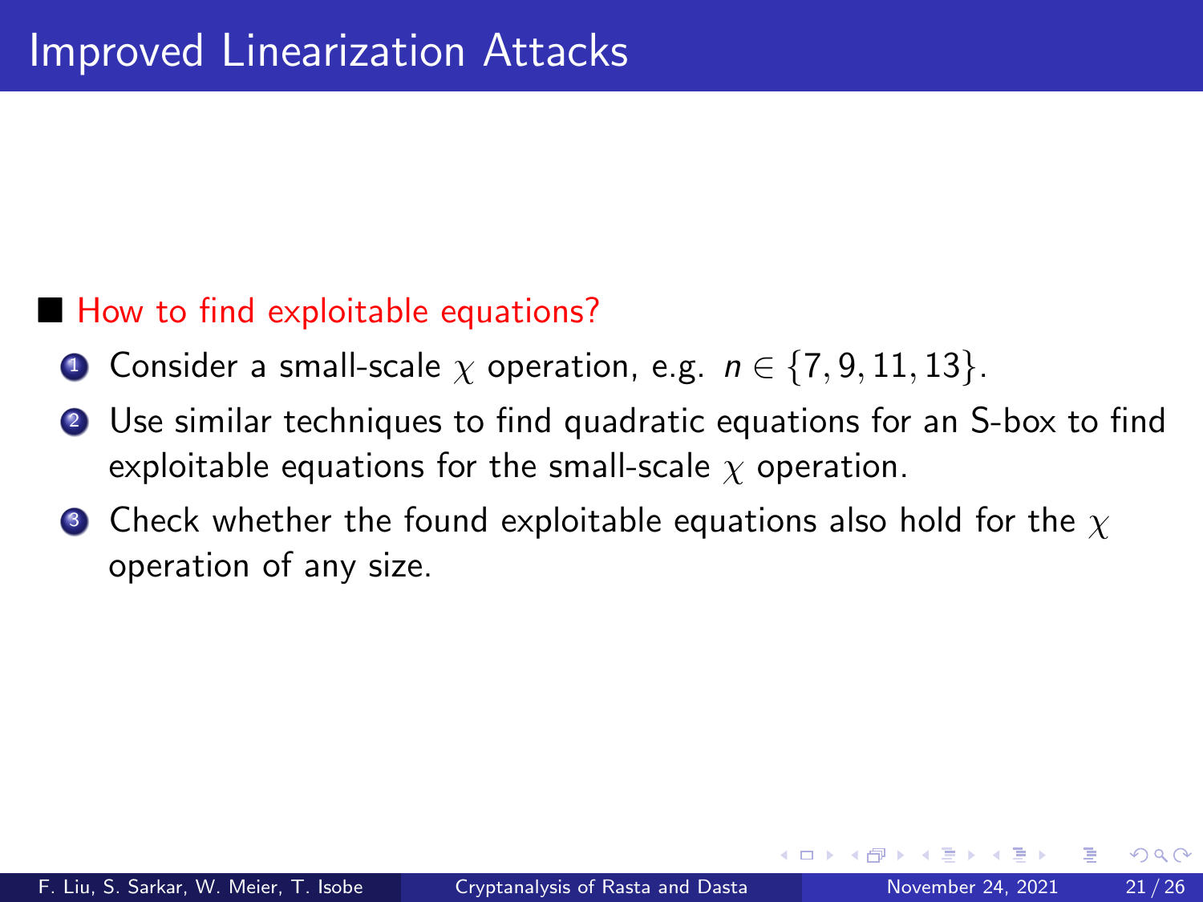# Improved Linearization Attacks

**How to find exploitable equations?**

1. Consider a small-scale $\chi$ operation, e.g. $n \in \{7, 9, 11, 13\}$.
2. Use similar techniques to find quadratic equations for an S-box to find exploitable equations for the small-scale $\chi$ operation.
3. Check whether the found exploitable equations also hold for the $\chi$ operation of any size.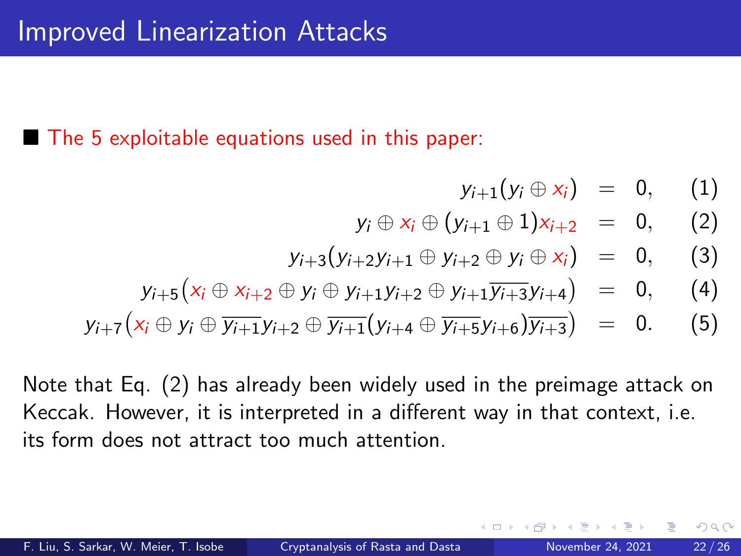# Improved Linearization Attacks

- The 5 exploitable equations used in this paper:

$$
\begin{aligned}
y_{i+1}(y_i \oplus x_i) &= 0, & (1)\\
y_i \oplus x_i \oplus (y_{i+1} \oplus 1)x_{i+2} &= 0, & (2)\\
y_{i+3}(y_{i+2}y_{i+1} \oplus y_{i+2} \oplus y_i \oplus x_i) &= 0, & (3)\\
y_{i+5}\left(x_i \oplus x_{i+2} \oplus y_i \oplus y_{i+1}y_{i+2} \oplus y_{i+1}\overline{y_{i+3}}y_{i+4}\right) &= 0, & (4)\\
y_{i+7}\left(x_i \oplus y_i \oplus \overline{y_{i+1}}y_{i+2} \oplus \overline{y_{i+1}}(y_{i+4} \oplus \overline{y_{i+5}}y_{i+6})\overline{y_{i+3}}\right) &= 0. & (5)
\end{aligned}
$$

Note that Eq. (2) has already been widely used in the preimage attack on Keccak. However, it is interpreted in a different way in that context, i.e. its form does not attract too much attention.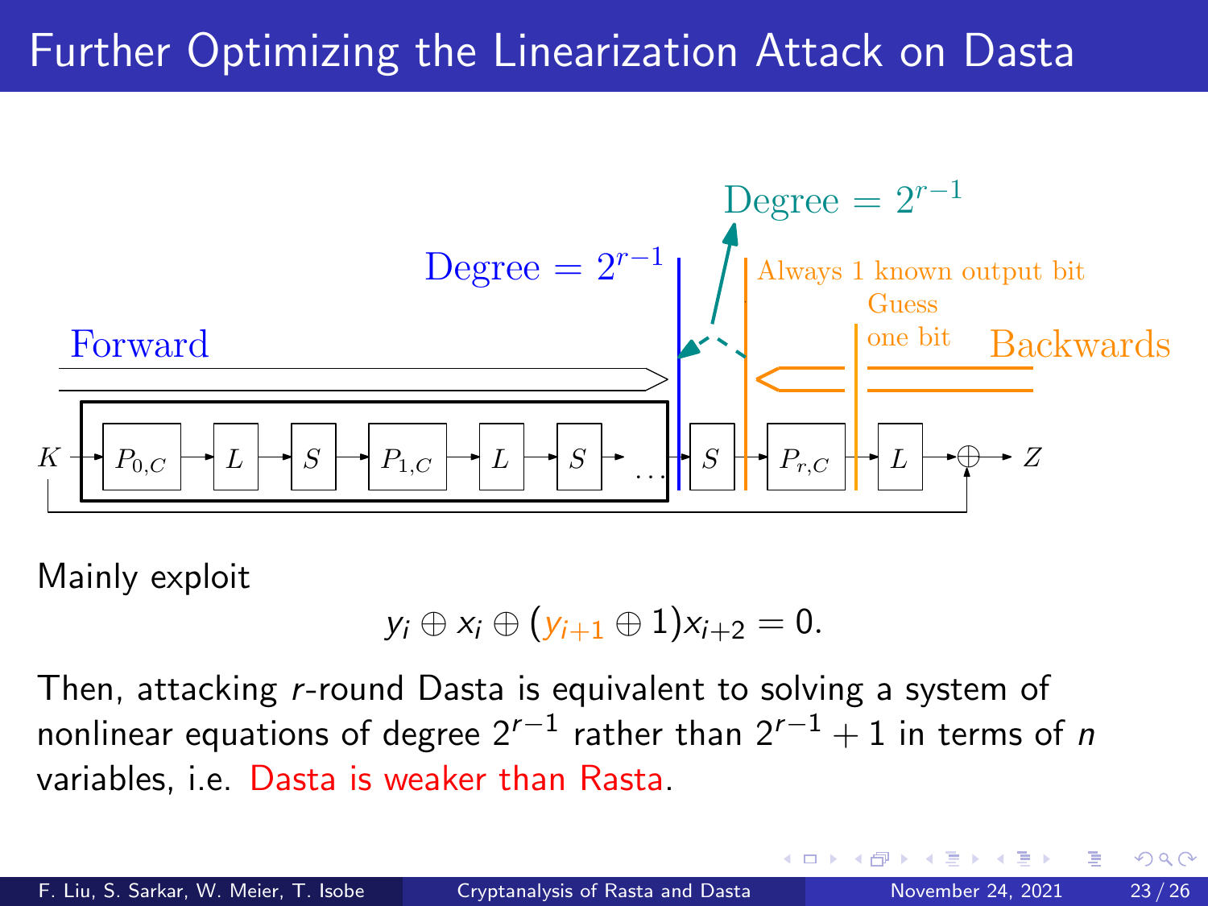# Further Optimizing the Linearization Attack on Dasta

Degree $= 2^{r-1}$

Degree $= 2^{r-1}$

Always 1 known output bit

Guess one bit

Forward

Backwards

$K$ $P_{0,C}$ $L$ $S$ $P_{1,C}$ $L$ $S$ … $S$ $P_{r,C}$ $L$ $\oplus$ $Z$

Mainly exploit

$$y_i \oplus x_i \oplus (y_{i+1} \oplus 1)x_{i+2} = 0.$$

Then, attacking $r$-round Dasta is equivalent to solving a system of nonlinear equations of degree $2^{r-1}$ rather than $2^{r-1} + 1$ in terms of $n$ variables, i.e. Dasta is weaker than Rasta.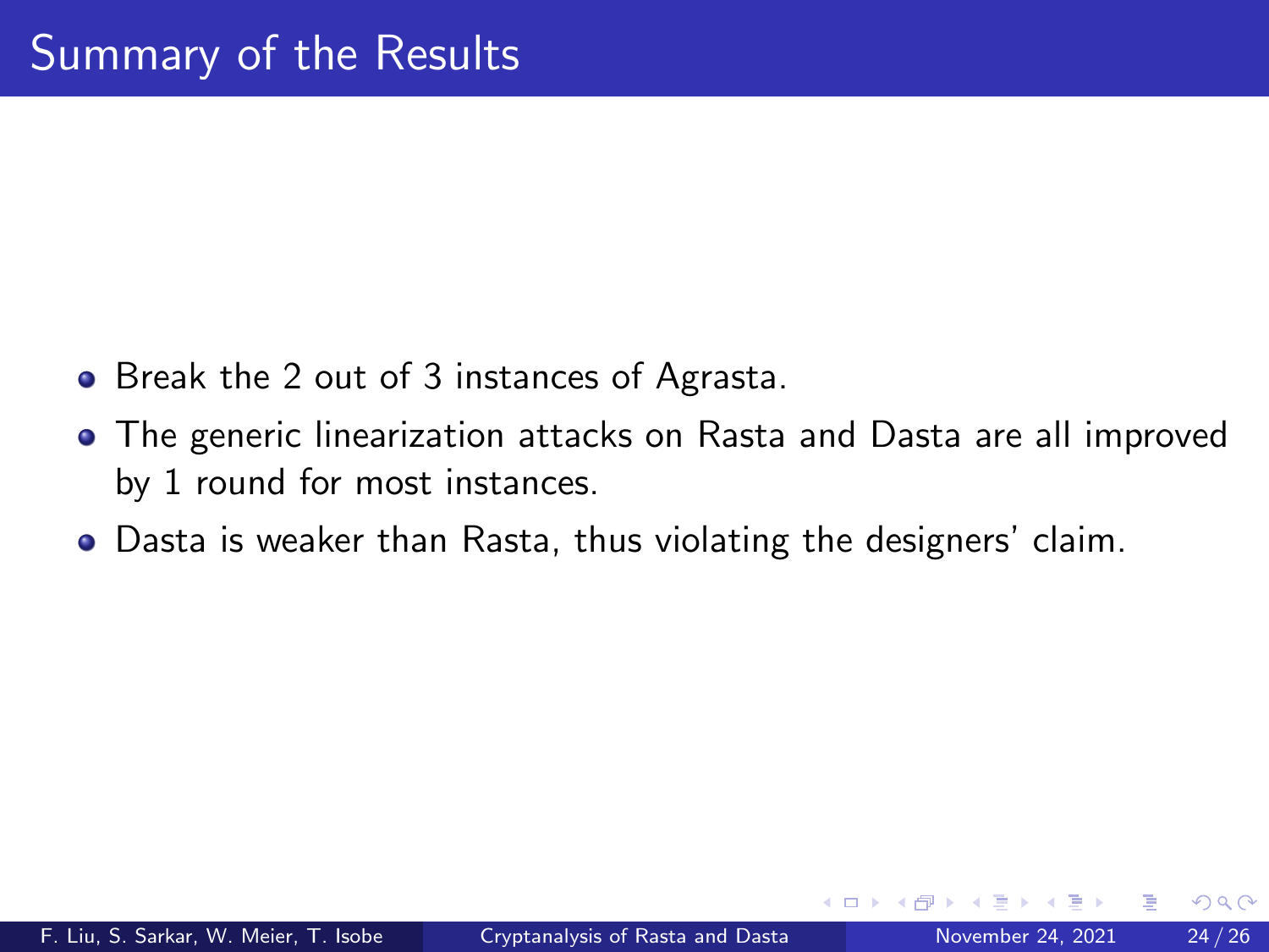# Summary of the Results

- Break the 2 out of 3 instances of Agrasta.
- The generic linearization attacks on Rasta and Dasta are all improved by 1 round for most instances.
- Dasta is weaker than Rasta, thus violating the designers' claim.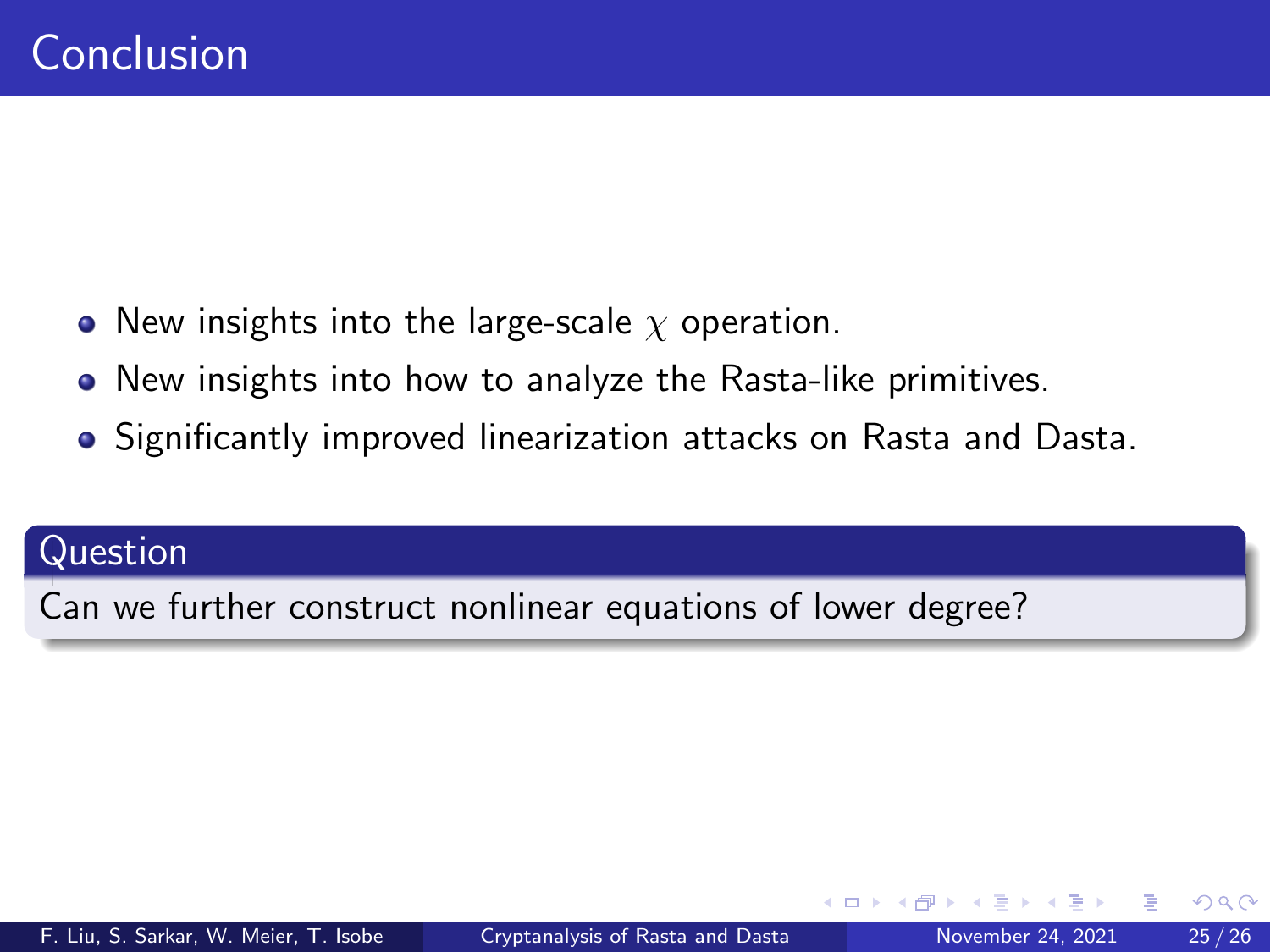# Conclusion

- New insights into the large-scale $\chi$ operation.
- New insights into how to analyze the Rasta-like primitives.
- Significantly improved linearization attacks on Rasta and Dasta.

**Question**

Can we further construct nonlinear equations of lower degree?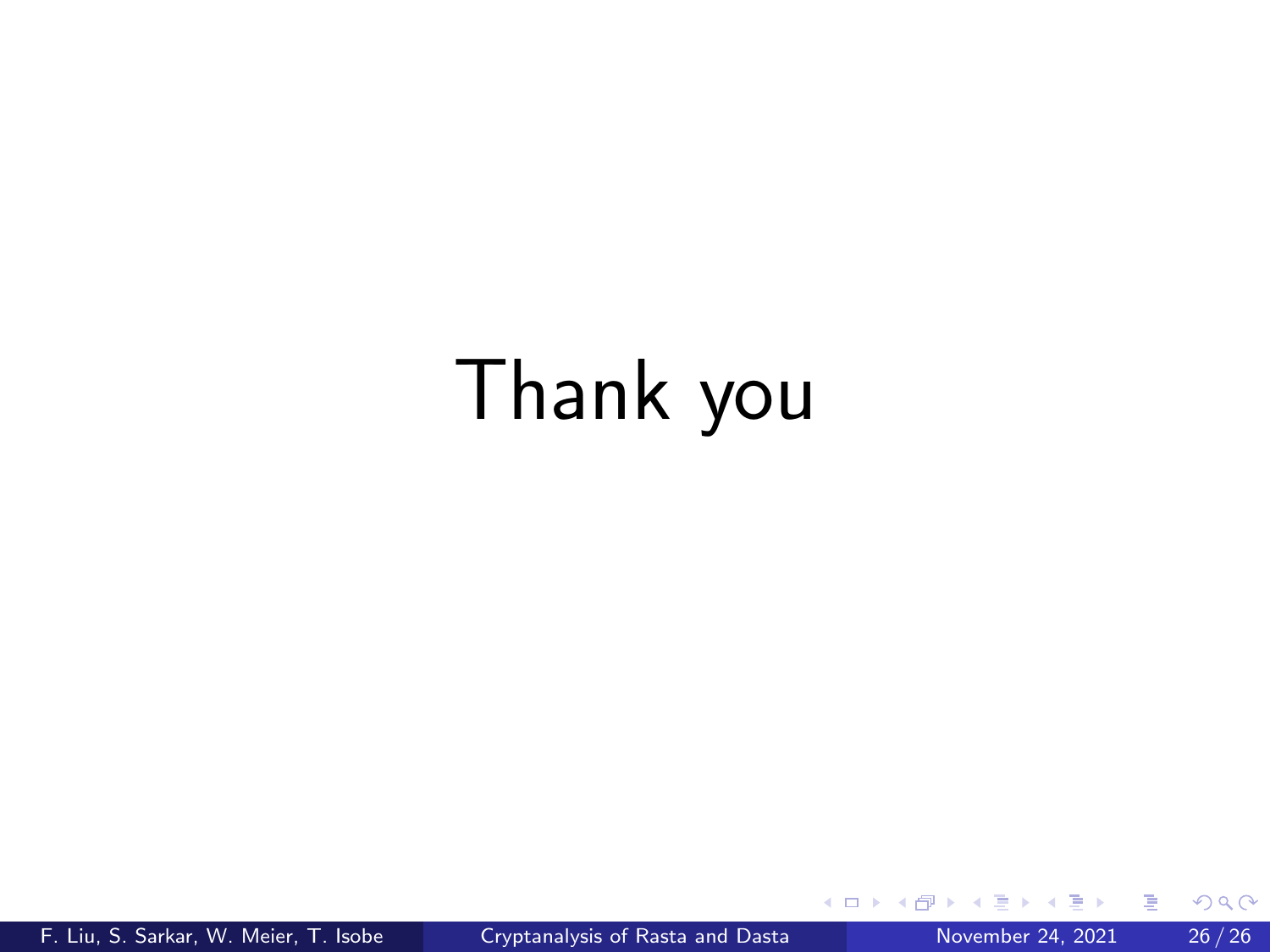# Thank you